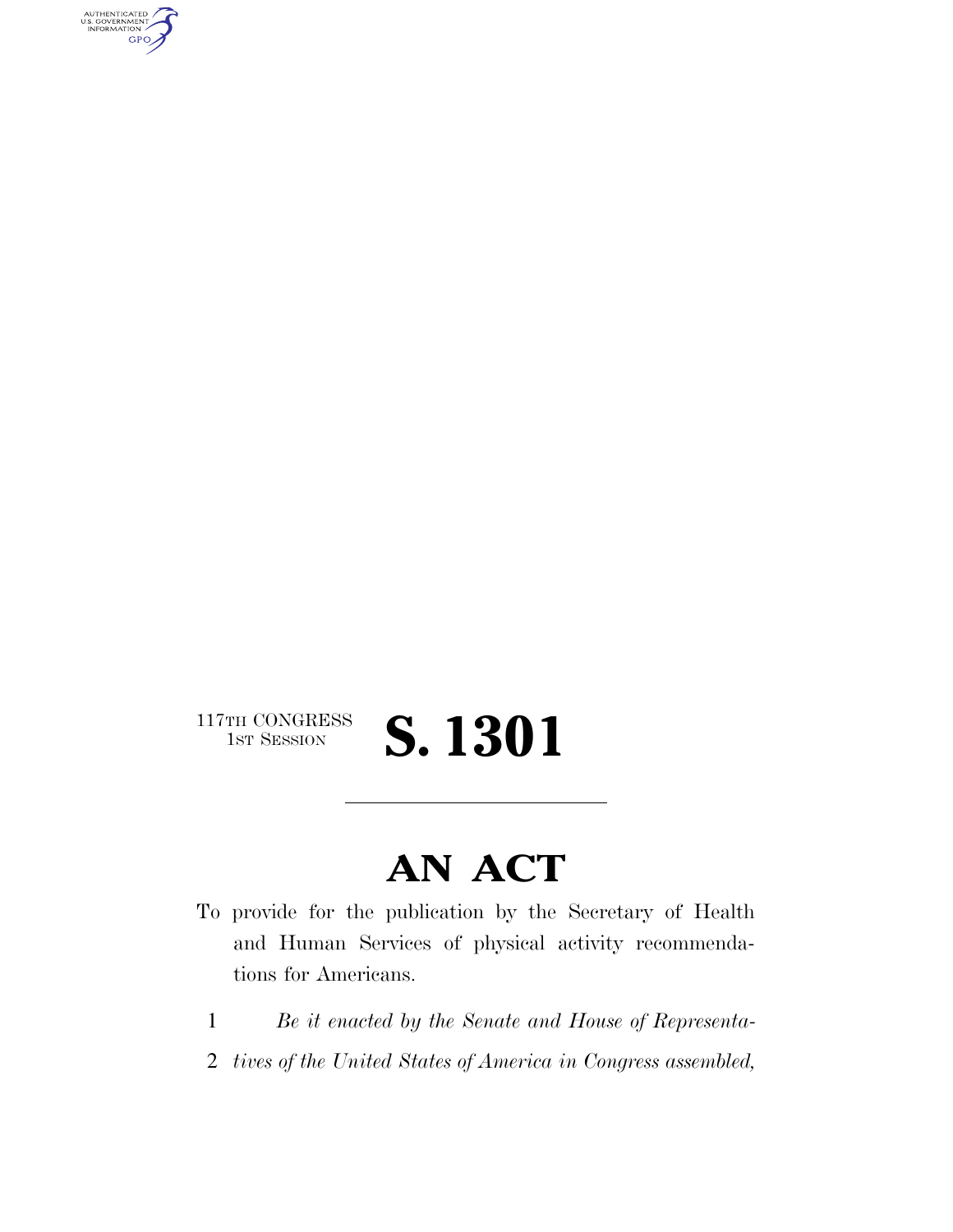117TH CONGRESS
1ST SESSION

# S. 1301

---

# AN ACT

To provide for the publication by the Secretary of Health and Human Services of physical activity recommendations for Americans.

1 *Be it enacted by the Senate and House of Representa-*
2 *tives of the United States of America in Congress assembled,*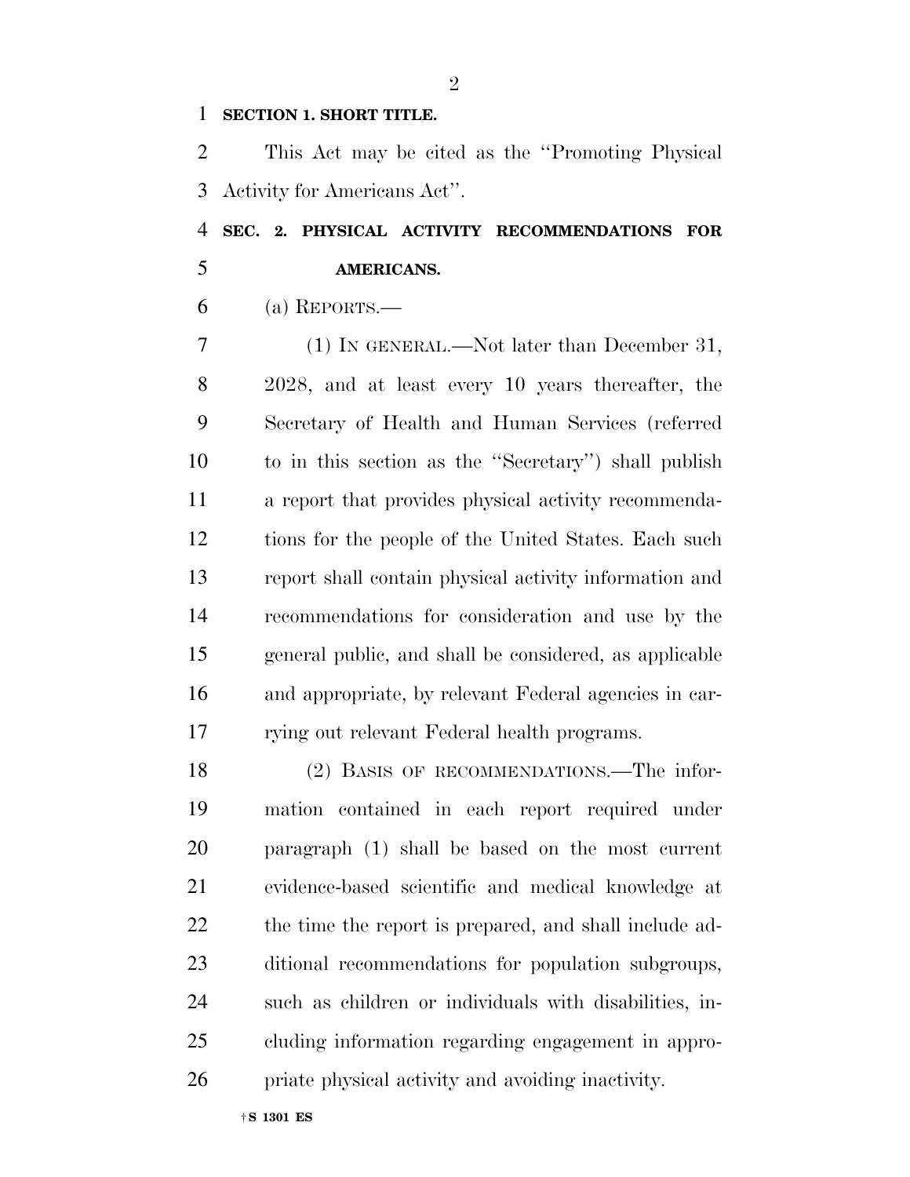**SECTION 1. SHORT TITLE.**

This Act may be cited as the ''Promoting Physical Activity for Americans Act''.

**SEC. 2. PHYSICAL ACTIVITY RECOMMENDATIONS FOR AMERICANS.**

(a) REPORTS.—

(1) IN GENERAL.—Not later than December 31, 2028, and at least every 10 years thereafter, the Secretary of Health and Human Services (referred to in this section as the ''Secretary'') shall publish a report that provides physical activity recommendations for the people of the United States. Each such report shall contain physical activity information and recommendations for consideration and use by the general public, and shall be considered, as applicable and appropriate, by relevant Federal agencies in carrying out relevant Federal health programs.

(2) BASIS OF RECOMMENDATIONS.—The information contained in each report required under paragraph (1) shall be based on the most current evidence-based scientific and medical knowledge at the time the report is prepared, and shall include additional recommendations for population subgroups, such as children or individuals with disabilities, including information regarding engagement in appropriate physical activity and avoiding inactivity.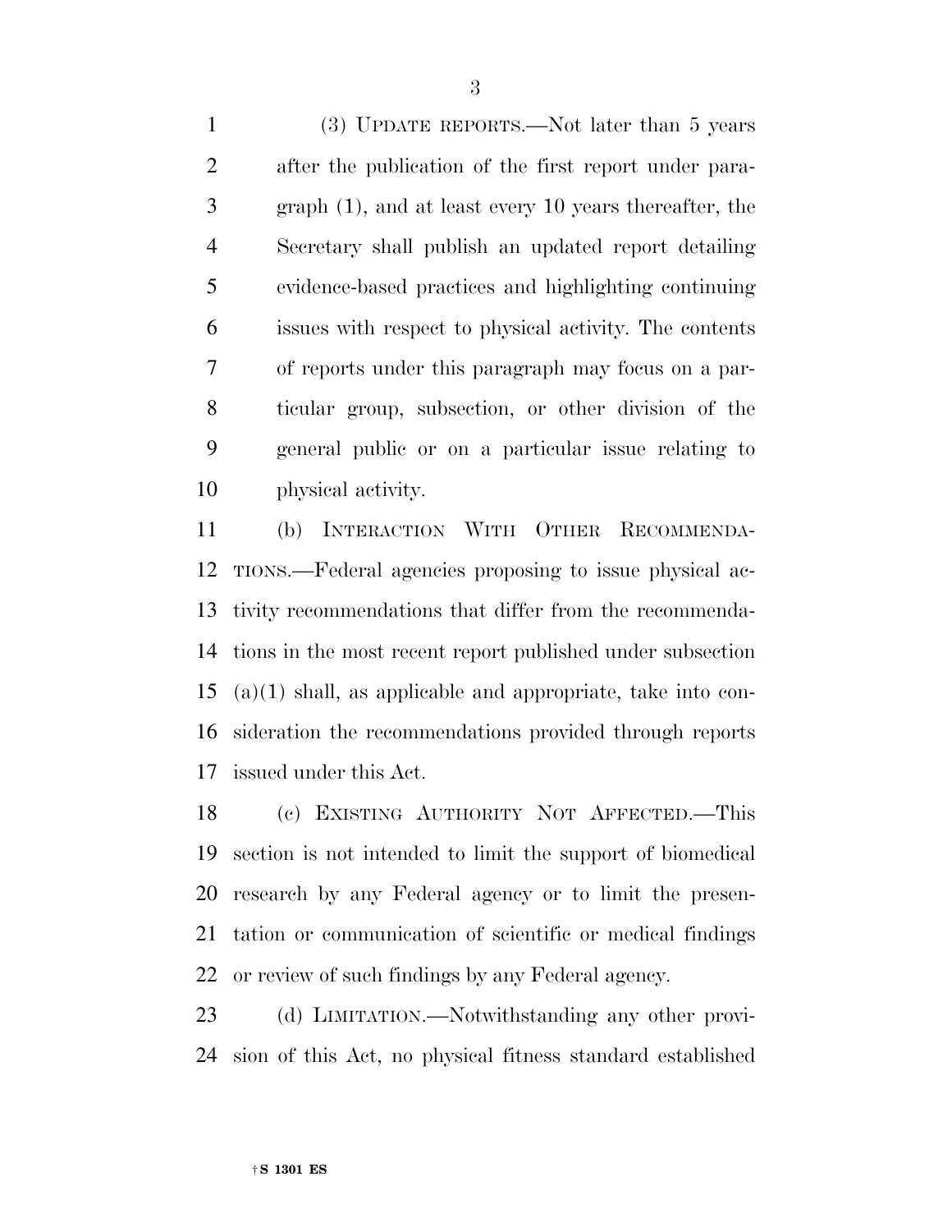(3) UPDATE REPORTS.—Not later than 5 years after the publication of the first report under paragraph (1), and at least every 10 years thereafter, the Secretary shall publish an updated report detailing evidence-based practices and highlighting continuing issues with respect to physical activity. The contents of reports under this paragraph may focus on a particular group, subsection, or other division of the general public or on a particular issue relating to physical activity.

(b) INTERACTION WITH OTHER RECOMMENDATIONS.—Federal agencies proposing to issue physical activity recommendations that differ from the recommendations in the most recent report published under subsection (a)(1) shall, as applicable and appropriate, take into consideration the recommendations provided through reports issued under this Act.

(c) EXISTING AUTHORITY NOT AFFECTED.—This section is not intended to limit the support of biomedical research by any Federal agency or to limit the presentation or communication of scientific or medical findings or review of such findings by any Federal agency.

(d) LIMITATION.—Notwithstanding any other provision of this Act, no physical fitness standard established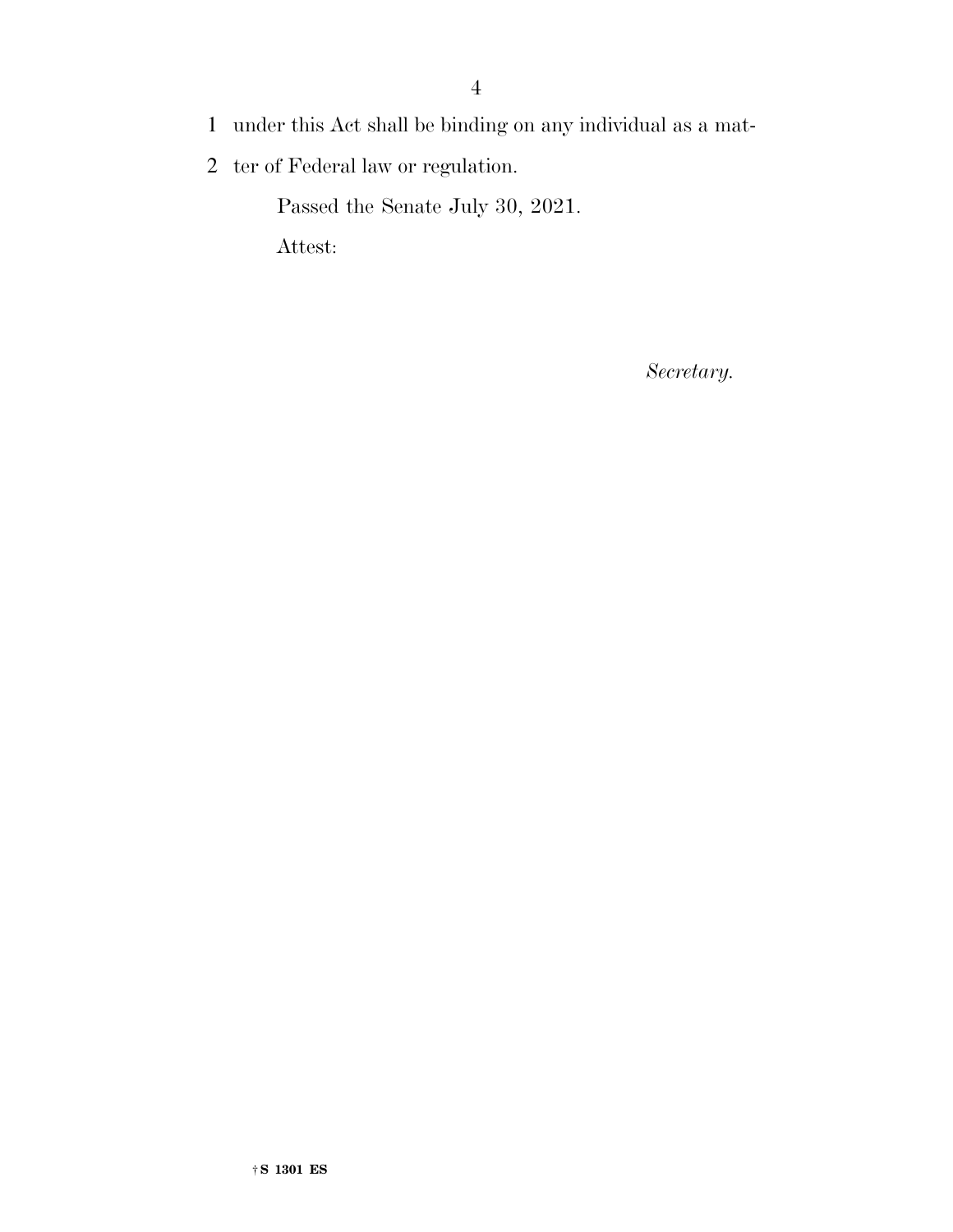under this Act shall be binding on any individual as a matter of Federal law or regulation.

Passed the Senate July 30, 2021.

Attest:

*Secretary.*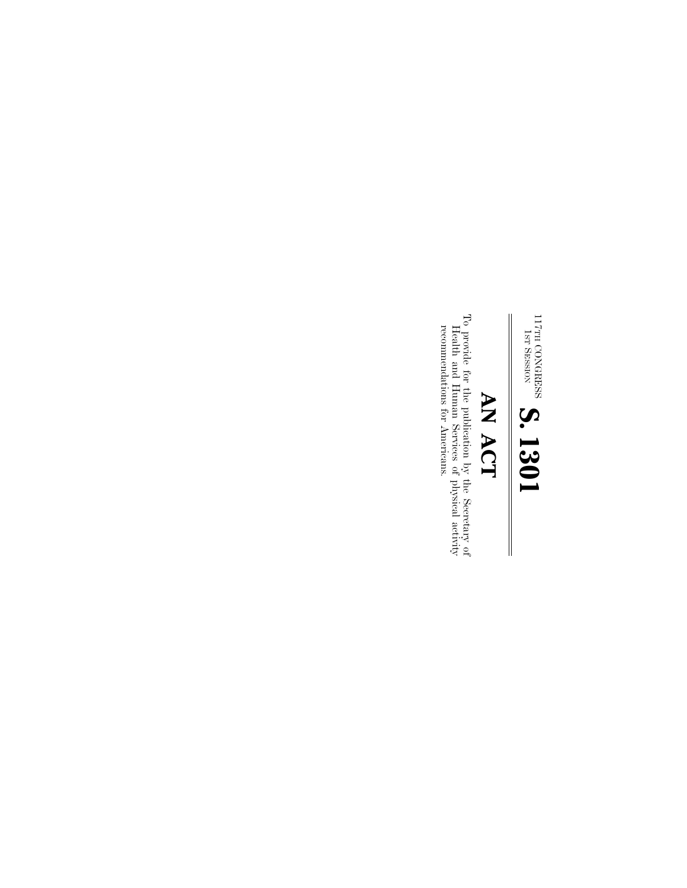117TH CONGRESS
1ST SESSION

# S. 1301

# AN ACT

To provide for the publication by the Secretary of Health and Human Services of physical activity recommendations for Americans.